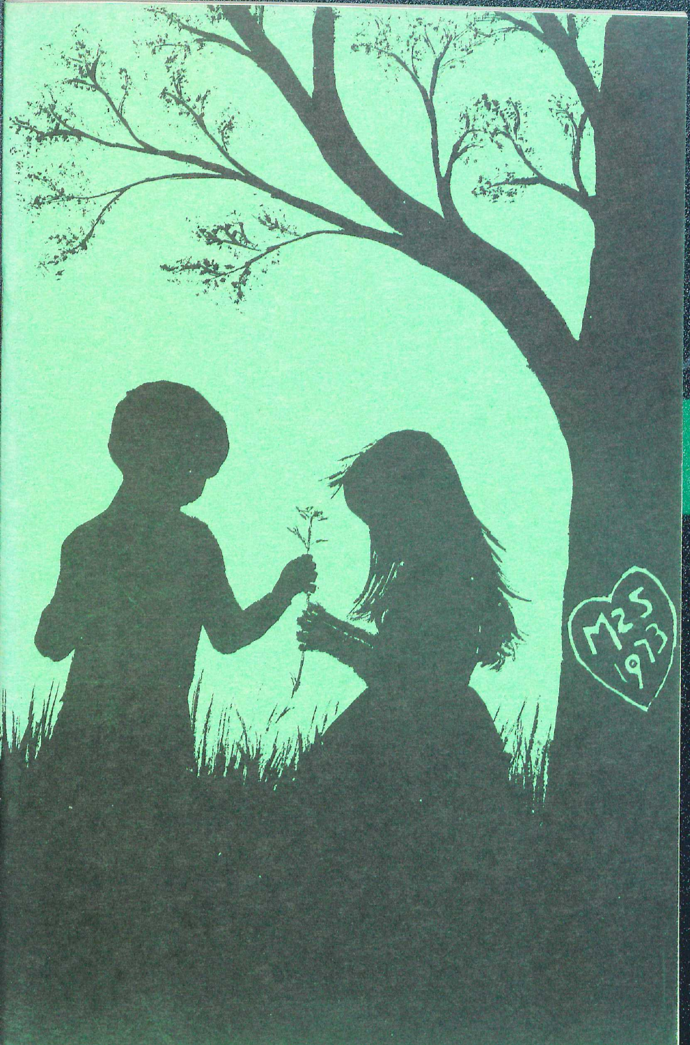M2S
1973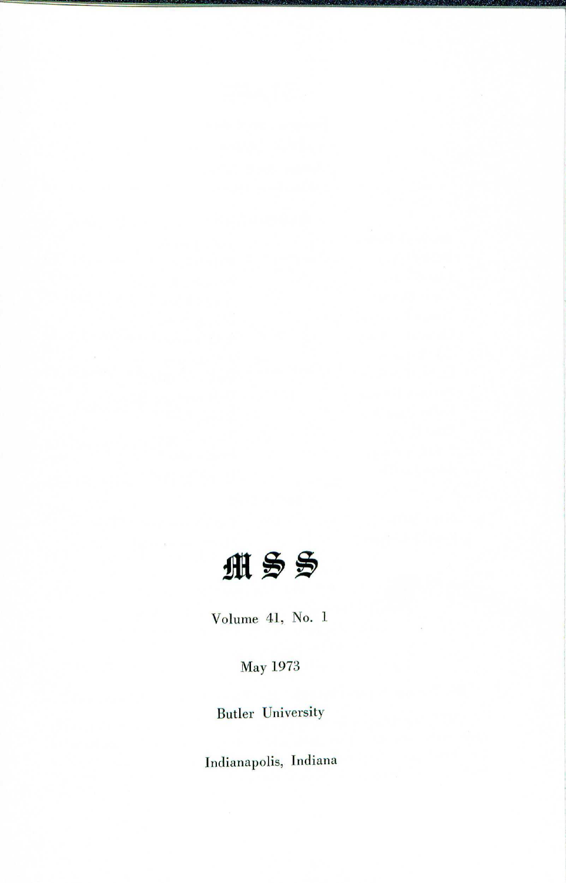# MSS

Volume 41, No. 1

May 1973

Butler University

Indianapolis, Indiana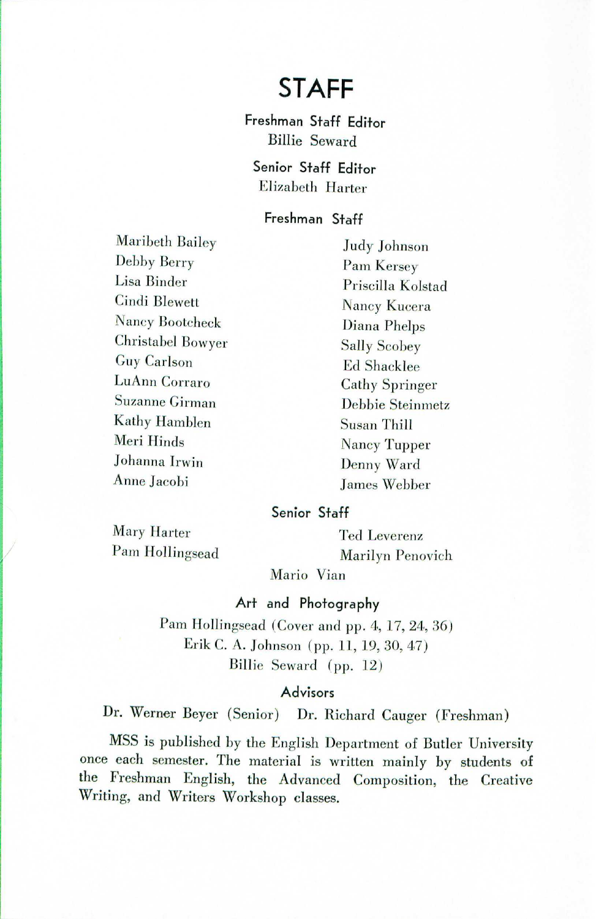# STAFF

### Freshman Staff Editor

Billie Seward

### Senior Staff Editor

Elizabeth Harter

### Freshman Staff

Maribeth Bailey
Debby Berry
Lisa Binder
Cindi Blewett
Nancy Bootcheck
Christabel Bowyer
Guy Carlson
LuAnn Corraro
Suzanne Girman
Kathy Hamblen
Meri Hinds
Johanna Irwin
Anne Jacobi
Judy Johnson
Pam Kersey
Priscilla Kolstad
Nancy Kucera
Diana Phelps
Sally Scobey
Ed Shacklee
Cathy Springer
Debbie Steinmetz
Susan Thill
Nancy Tupper
Denny Ward
James Webber

### Senior Staff

Mary Harter
Pam Hollingsead
Ted Leverenz
Marilyn Penovich
Mario Vian

### Art and Photography

Pam Hollingsead (Cover and pp. 4, 17, 24, 36)
Erik C. A. Johnson (pp. 11, 19, 30, 47)
Billie Seward (pp. 12)

### Advisors

Dr. Werner Beyer (Senior) Dr. Richard Cauger (Freshman)

MSS is published by the English Department of Butler University once each semester. The material is written mainly by students of the Freshman English, the Advanced Composition, the Creative Writing, and Writers Workshop classes.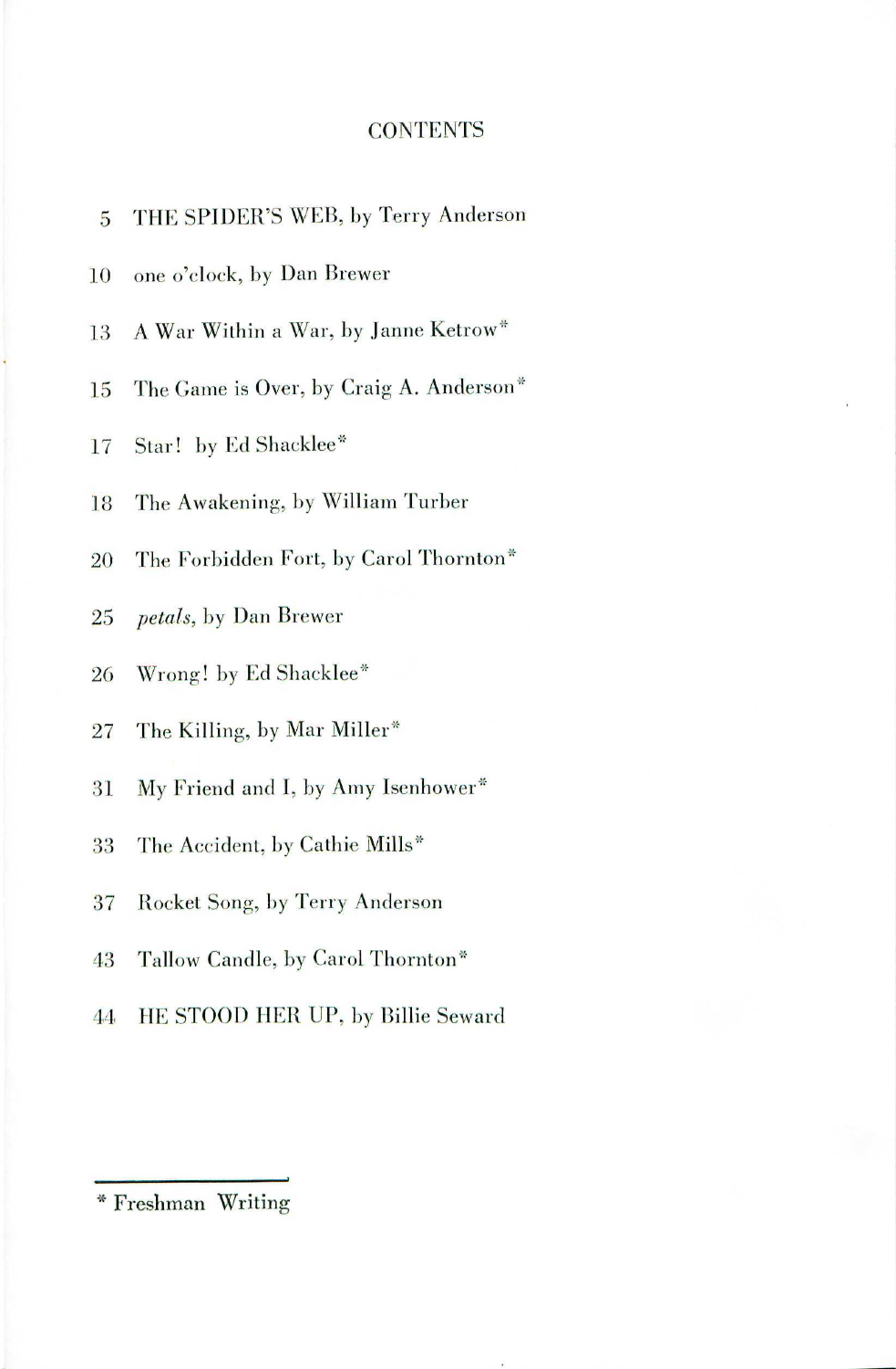# CONTENTS

5 THE SPIDER'S WEB, by Terry Anderson

10 one o'clock, by Dan Brewer

13 A War Within a War, by Janne Ketrow*

15 The Game is Over, by Craig A. Anderson*

17 Star! by Ed Shacklee*

18 The Awakening, by William Turber

20 The Forbidden Fort, by Carol Thornton*

25 *petals*, by Dan Brewer

26 Wrong! by Ed Shacklee*

27 The Killing, by Mar Miller*

31 My Friend and I, by Amy Isenhower*

33 The Accident, by Cathie Mills*

37 Rocket Song, by Terry Anderson

43 Tallow Candle, by Carol Thornton*

44 HE STOOD HER UP, by Billie Seward

---

* Freshman Writing